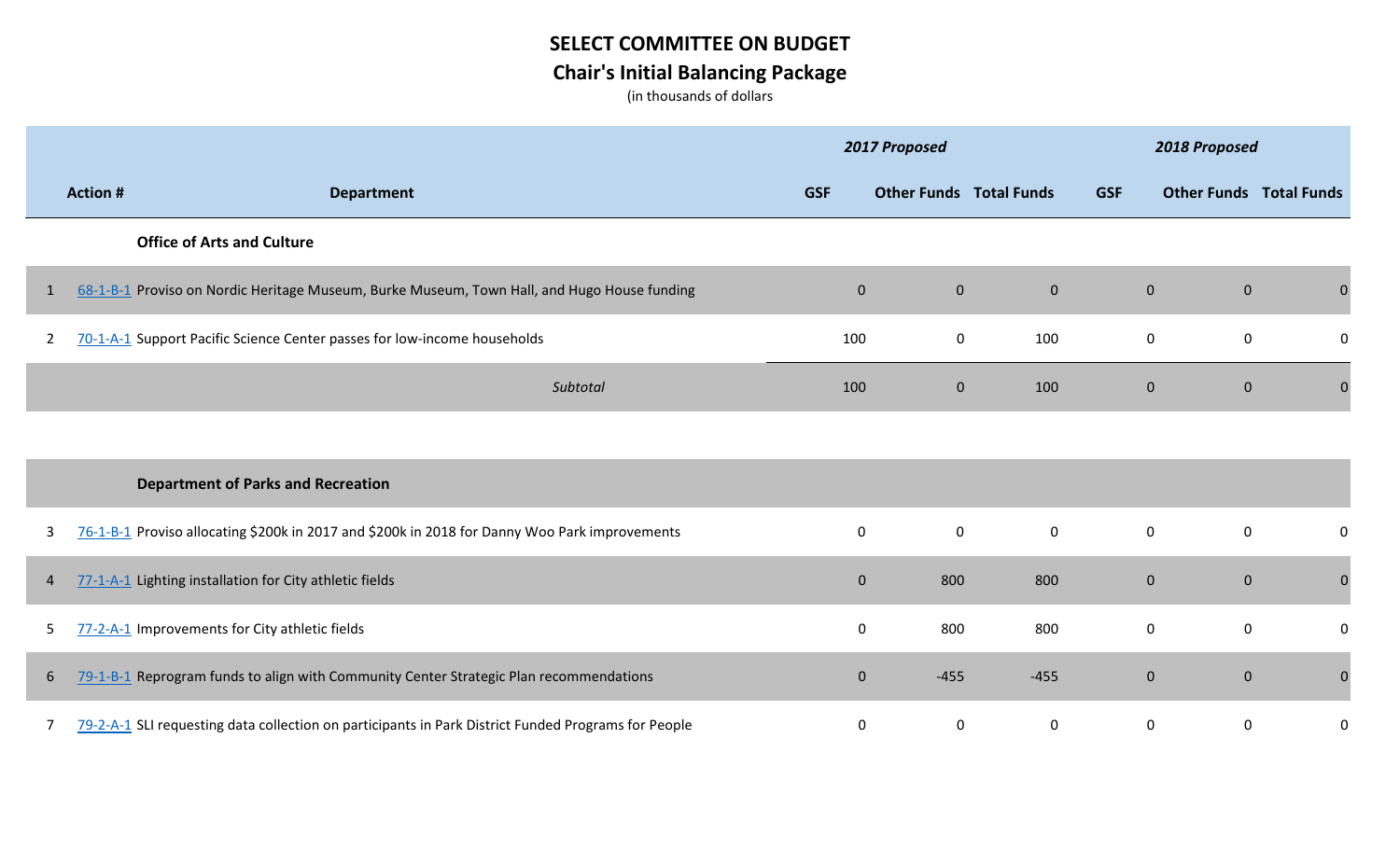# SELECT COMMITTEE ON BUDGET

## Chair's Initial Balancing Package

(in thousands of dollars

| Action # | Department | 2017 Proposed GSF | 2017 Proposed Other Funds | 2017 Proposed Total Funds | 2018 Proposed GSF | 2018 Proposed Other Funds | 2018 Proposed Total Funds |
|---|---|---|---|---|---|---|---|
| | **Office of Arts and Culture** | | | | | | |
| 1 | 68-1-B-1 Proviso on Nordic Heritage Museum, Burke Museum, Town Hall, and Hugo House funding | 0 | 0 | 0 | 0 | 0 | 0 |
| 2 | 70-1-A-1 Support Pacific Science Center passes for low-income households | 100 | 0 | 100 | 0 | 0 | 0 |
| | *Subtotal* | 100 | 0 | 100 | 0 | 0 | 0 |
| | **Department of Parks and Recreation** | | | | | | |
| 3 | 76-1-B-1 Proviso allocating $200k in 2017 and $200k in 2018 for Danny Woo Park improvements | 0 | 0 | 0 | 0 | 0 | 0 |
| 4 | 77-1-A-1 Lighting installation for City athletic fields | 0 | 800 | 800 | 0 | 0 | 0 |
| 5 | 77-2-A-1 Improvements for City athletic fields | 0 | 800 | 800 | 0 | 0 | 0 |
| 6 | 79-1-B-1 Reprogram funds to align with Community Center Strategic Plan recommendations | 0 | -455 | -455 | 0 | 0 | 0 |
| 7 | 79-2-A-1 SLI requesting data collection on participants in Park District Funded Programs for People | 0 | 0 | 0 | 0 | 0 | 0 |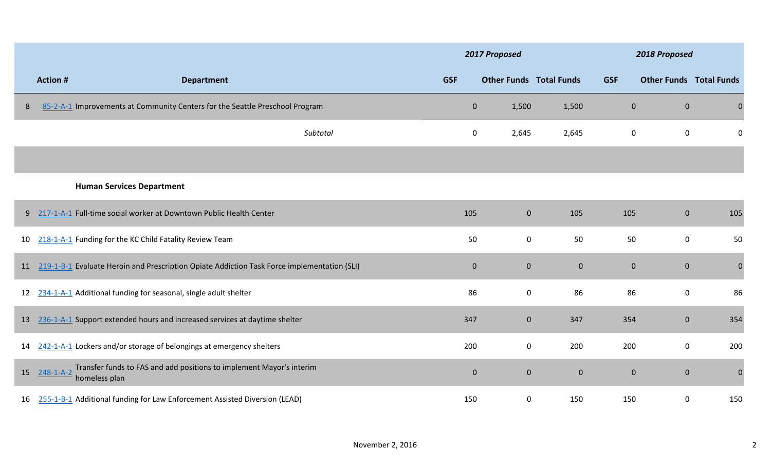| | Action # | Department | 2017 Proposed | | | 2018 Proposed | | |
|---|---|---|---|---|---|---|---|---|
| | | | GSF | Other Funds | Total Funds | GSF | Other Funds | Total Funds |
| 8 | 85-2-A-1 | Improvements at Community Centers for the Seattle Preschool Program | 0 | 1,500 | 1,500 | 0 | 0 | 0 |
| | | *Subtotal* | 0 | 2,645 | 2,645 | 0 | 0 | 0 |
| | | | | | | | | |
| | | **Human Services Department** | | | | | | |
| 9 | 217-1-A-1 | Full-time social worker at Downtown Public Health Center | 105 | 0 | 105 | 105 | 0 | 105 |
| 10 | 218-1-A-1 | Funding for the KC Child Fatality Review Team | 50 | 0 | 50 | 50 | 0 | 50 |
| 11 | 219-1-B-1 | Evaluate Heroin and Prescription Opiate Addiction Task Force implementation (SLI) | 0 | 0 | 0 | 0 | 0 | 0 |
| 12 | 234-1-A-1 | Additional funding for seasonal, single adult shelter | 86 | 0 | 86 | 86 | 0 | 86 |
| 13 | 236-1-A-1 | Support extended hours and increased services at daytime shelter | 347 | 0 | 347 | 354 | 0 | 354 |
| 14 | 242-1-A-1 | Lockers and/or storage of belongings at emergency shelters | 200 | 0 | 200 | 200 | 0 | 200 |
| 15 | 248-1-A-2 | Transfer funds to FAS and add positions to implement Mayor's interim homeless plan | 0 | 0 | 0 | 0 | 0 | 0 |
| 16 | 255-1-B-1 | Additional funding for Law Enforcement Assisted Diversion (LEAD) | 150 | 0 | 150 | 150 | 0 | 150 |

November 2, 2016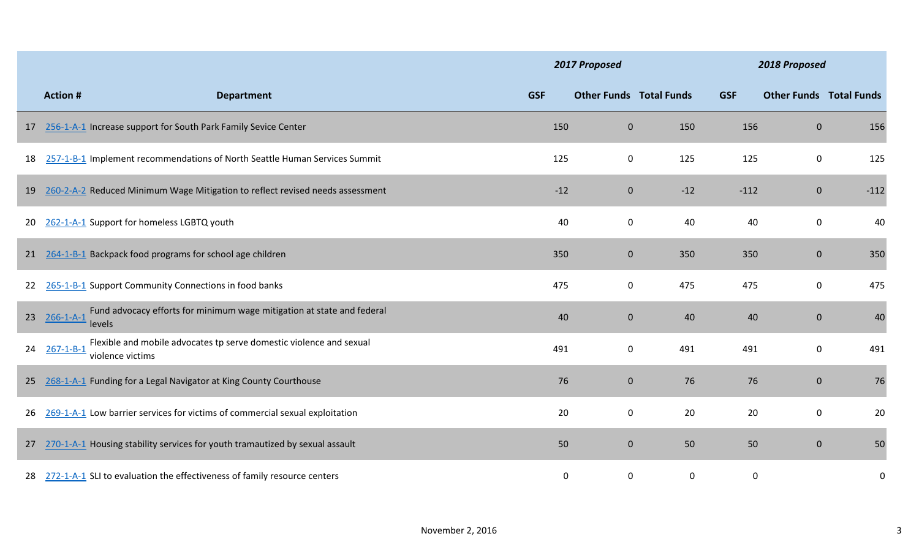| | Action # | Department | 2017 Proposed | | | 2018 Proposed | | |
|---|---|---|---|---|---|---|---|---|
| | | | GSF | Other Funds | Total Funds | GSF | Other Funds | Total Funds |
| 17 | 256-1-A-1 | Increase support for South Park Family Sevice Center | 150 | 0 | 150 | 156 | 0 | 156 |
| 18 | 257-1-B-1 | Implement recommendations of North Seattle Human Services Summit | 125 | 0 | 125 | 125 | 0 | 125 |
| 19 | 260-2-A-2 | Reduced Minimum Wage Mitigation to reflect revised needs assessment | -12 | 0 | -12 | -112 | 0 | -112 |
| 20 | 262-1-A-1 | Support for homeless LGBTQ youth | 40 | 0 | 40 | 40 | 0 | 40 |
| 21 | 264-1-B-1 | Backpack food programs for school age children | 350 | 0 | 350 | 350 | 0 | 350 |
| 22 | 265-1-B-1 | Support Community Connections in food banks | 475 | 0 | 475 | 475 | 0 | 475 |
| 23 | 266-1-A-1 | Fund advocacy efforts for minimum wage mitigation at state and federal levels | 40 | 0 | 40 | 40 | 0 | 40 |
| 24 | 267-1-B-1 | Flexible and mobile advocates tp serve domestic violence and sexual violence victims | 491 | 0 | 491 | 491 | 0 | 491 |
| 25 | 268-1-A-1 | Funding for a Legal Navigator at King County Courthouse | 76 | 0 | 76 | 76 | 0 | 76 |
| 26 | 269-1-A-1 | Low barrier services for victims of commercial sexual exploitation | 20 | 0 | 20 | 20 | 0 | 20 |
| 27 | 270-1-A-1 | Housing stability services for youth tramautized by sexual assault | 50 | 0 | 50 | 50 | 0 | 50 |
| 28 | 272-1-A-1 | SLI to evaluation the effectiveness of family resource centers | 0 | 0 | 0 | 0 | | 0 |

November 2, 2016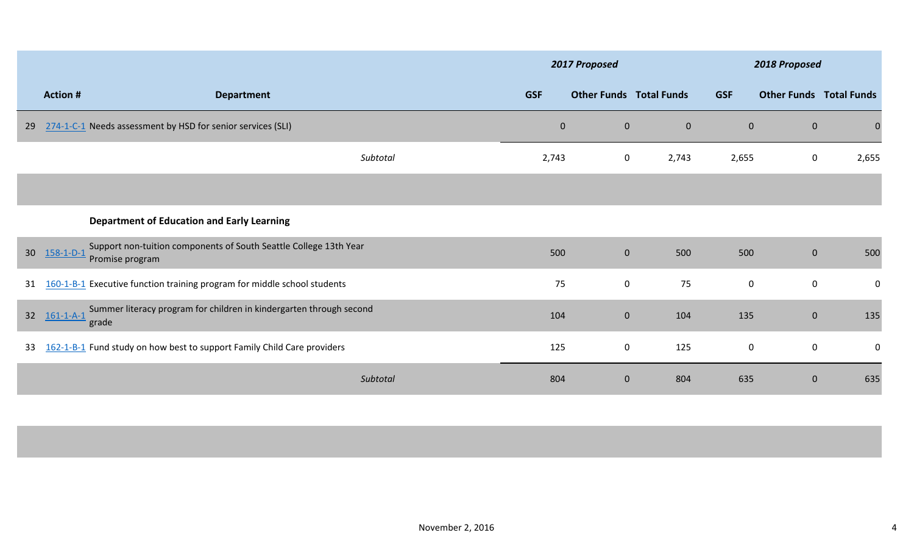| | Action # | Department | 2017 Proposed | | | 2018 Proposed | | |
|---|---|---|---|---|---|---|---|---|
| | | | GSF | Other Funds | Total Funds | GSF | Other Funds | Total Funds |
| 29 | 274-1-C-1 | Needs assessment by HSD for senior services (SLI) | 0 | 0 | 0 | 0 | 0 | 0 |
| | | *Subtotal* | 2,743 | 0 | 2,743 | 2,655 | 0 | 2,655 |
| | | | | | | | | |
| | | **Department of Education and Early Learning** | | | | | | |
| 30 | 158-1-D-1 | Support non-tuition components of South Seattle College 13th Year Promise program | 500 | 0 | 500 | 500 | 0 | 500 |
| 31 | 160-1-B-1 | Executive function training program for middle school students | 75 | 0 | 75 | 0 | 0 | 0 |
| 32 | 161-1-A-1 | Summer literacy program for children in kindergarten through second grade | 104 | 0 | 104 | 135 | 0 | 135 |
| 33 | 162-1-B-1 | Fund study on how best to support Family Child Care providers | 125 | 0 | 125 | 0 | 0 | 0 |
| | | *Subtotal* | 804 | 0 | 804 | 635 | 0 | 635 |

November 2, 2016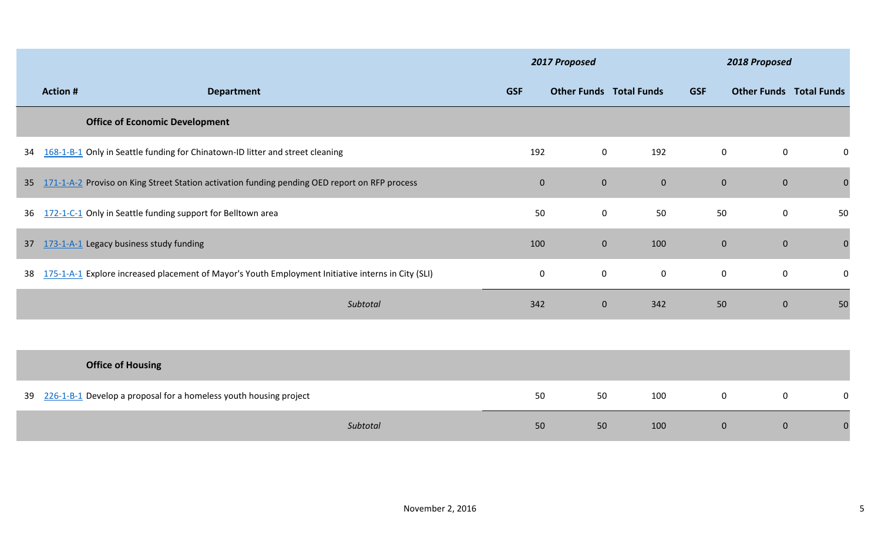| | Action # | Department | 2017 Proposed | | | 2018 Proposed | | |
|---|---|---|---|---|---|---|---|---|
| | | | GSF | Other Funds | Total Funds | GSF | Other Funds | Total Funds |
| | | **Office of Economic Development** | | | | | | |
| 34 | 168-1-B-1 | Only in Seattle funding for Chinatown-ID litter and street cleaning | 192 | 0 | 192 | 0 | 0 | 0 |
| 35 | 171-1-A-2 | Proviso on King Street Station activation funding pending OED report on RFP process | 0 | 0 | 0 | 0 | 0 | 0 |
| 36 | 172-1-C-1 | Only in Seattle funding support for Belltown area | 50 | 0 | 50 | 50 | 0 | 50 |
| 37 | 173-1-A-1 | Legacy business study funding | 100 | 0 | 100 | 0 | 0 | 0 |
| 38 | 175-1-A-1 | Explore increased placement of Mayor's Youth Employment Initiative interns in City (SLI) | 0 | 0 | 0 | 0 | 0 | 0 |
| | | *Subtotal* | 342 | 0 | 342 | 50 | 0 | 50 |
| | | **Office of Housing** | | | | | | |
| 39 | 226-1-B-1 | Develop a proposal for a homeless youth housing project | 50 | 50 | 100 | 0 | 0 | 0 |
| | | *Subtotal* | 50 | 50 | 100 | 0 | 0 | 0 |

November 2, 2016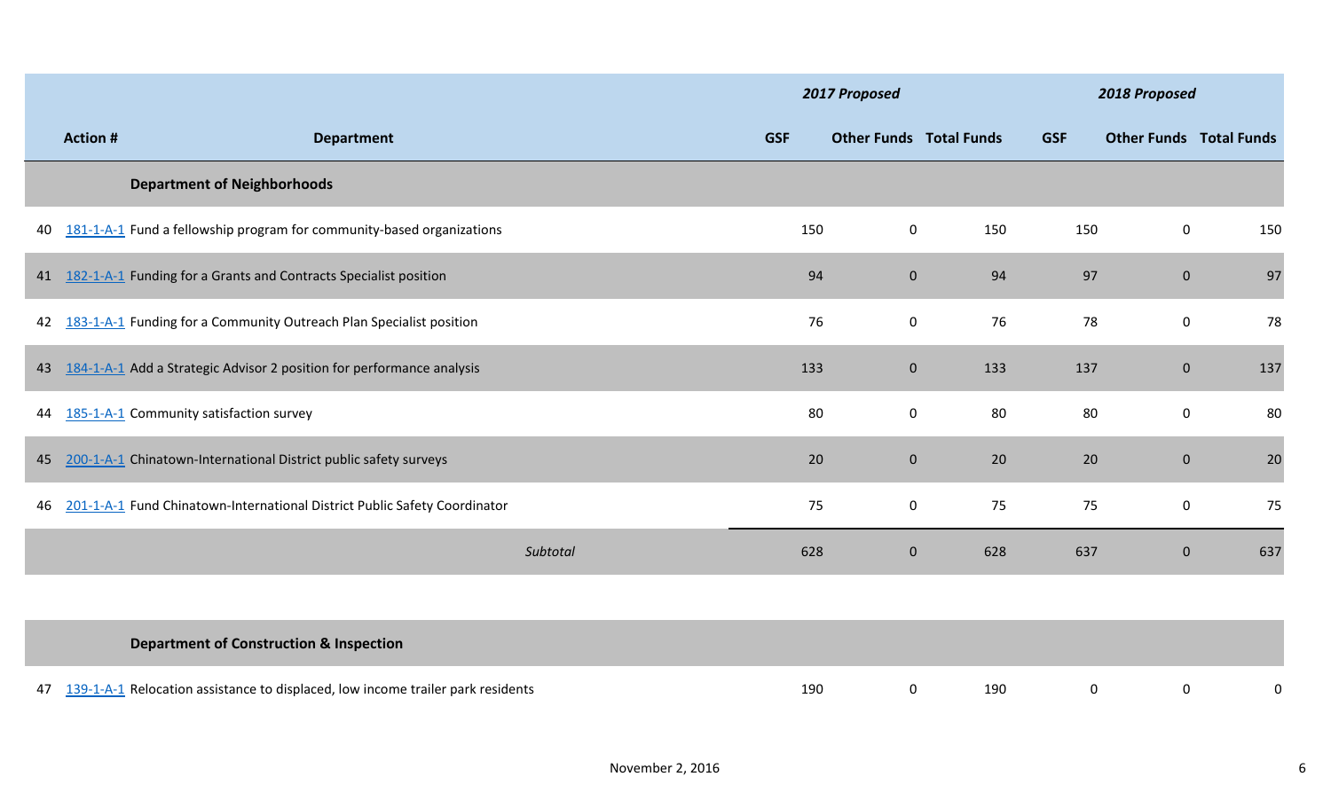| | Action # | Department | 2017 Proposed | | | 2018 Proposed | | |
|---|---|---|---|---|---|---|---|---|
| | | | GSF | Other Funds | Total Funds | GSF | Other Funds | Total Funds |
| | | **Department of Neighborhoods** | | | | | | |
| 40 | 181-1-A-1 | Fund a fellowship program for community-based organizations | 150 | 0 | 150 | 150 | 0 | 150 |
| 41 | 182-1-A-1 | Funding for a Grants and Contracts Specialist position | 94 | 0 | 94 | 97 | 0 | 97 |
| 42 | 183-1-A-1 | Funding for a Community Outreach Plan Specialist position | 76 | 0 | 76 | 78 | 0 | 78 |
| 43 | 184-1-A-1 | Add a Strategic Advisor 2 position for performance analysis | 133 | 0 | 133 | 137 | 0 | 137 |
| 44 | 185-1-A-1 | Community satisfaction survey | 80 | 0 | 80 | 80 | 0 | 80 |
| 45 | 200-1-A-1 | Chinatown-International District public safety surveys | 20 | 0 | 20 | 20 | 0 | 20 |
| 46 | 201-1-A-1 | Fund Chinatown-International District Public Safety Coordinator | 75 | 0 | 75 | 75 | 0 | 75 |
| | | *Subtotal* | 628 | 0 | 628 | 637 | 0 | 637 |
| | | **Department of Construction & Inspection** | | | | | | |
| 47 | 139-1-A-1 | Relocation assistance to displaced, low income trailer park residents | 190 | 0 | 190 | 0 | 0 | 0 |

November 2, 2016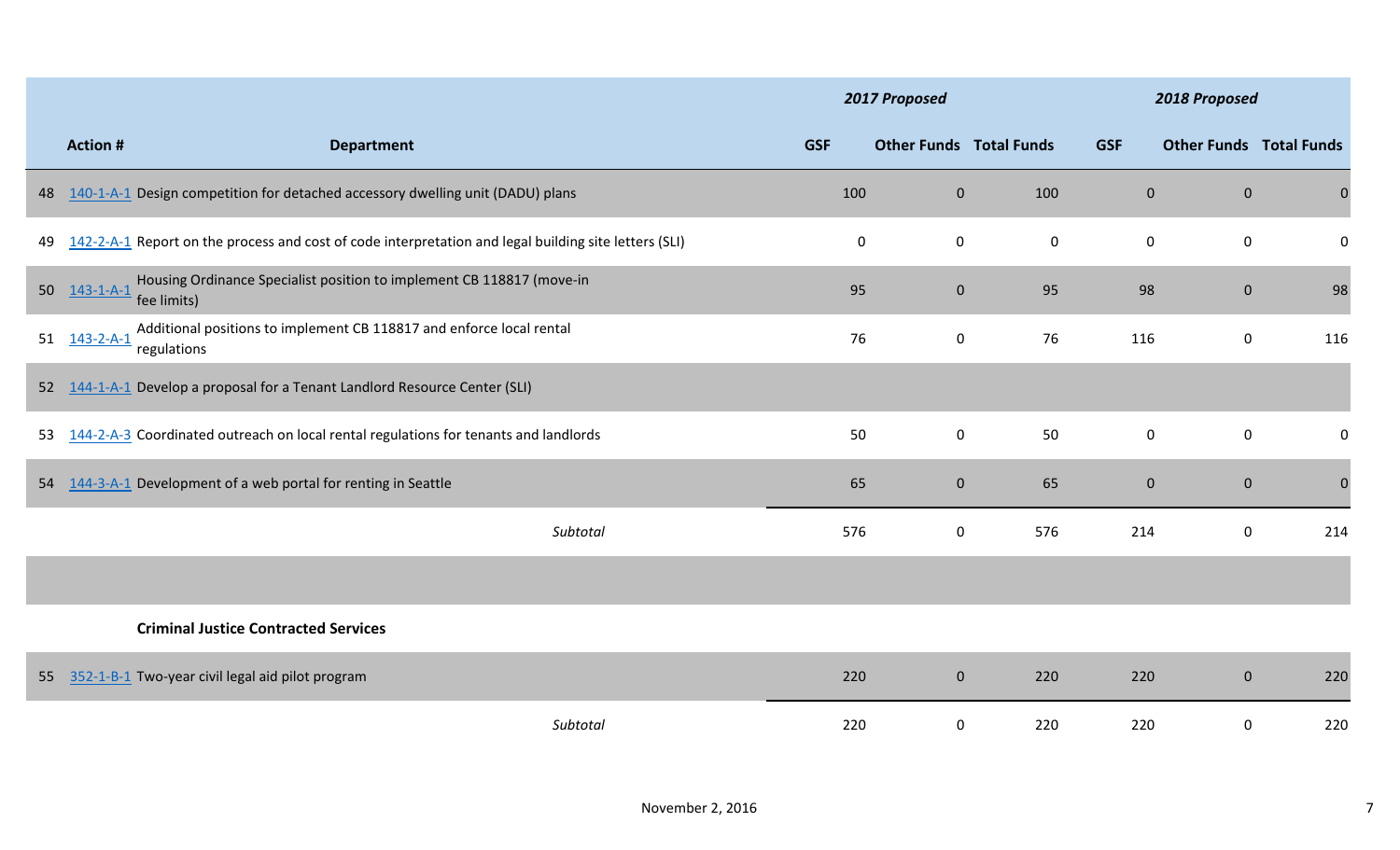| | Action # | Department | 2017 Proposed | | | 2018 Proposed | | |
|---|---|---|---|---|---|---|---|---|
| | | | GSF | Other Funds | Total Funds | GSF | Other Funds | Total Funds |
| 48 | 140-1-A-1 | Design competition for detached accessory dwelling unit (DADU) plans | 100 | 0 | 100 | 0 | 0 | 0 |
| 49 | 142-2-A-1 | Report on the process and cost of code interpretation and legal building site letters (SLI) | 0 | 0 | 0 | 0 | 0 | 0 |
| 50 | 143-1-A-1 | Housing Ordinance Specialist position to implement CB 118817 (move-in fee limits) | 95 | 0 | 95 | 98 | 0 | 98 |
| 51 | 143-2-A-1 | Additional positions to implement CB 118817 and enforce local rental regulations | 76 | 0 | 76 | 116 | 0 | 116 |
| 52 | 144-1-A-1 | Develop a proposal for a Tenant Landlord Resource Center (SLI) | | | | | | |
| 53 | 144-2-A-3 | Coordinated outreach on local rental regulations for tenants and landlords | 50 | 0 | 50 | 0 | 0 | 0 |
| 54 | 144-3-A-1 | Development of a web portal for renting in Seattle | 65 | 0 | 65 | 0 | 0 | 0 |
| | | *Subtotal* | 576 | 0 | 576 | 214 | 0 | 214 |
| | | | | | | | | |
| | | **Criminal Justice Contracted Services** | | | | | | |
| 55 | 352-1-B-1 | Two-year civil legal aid pilot program | 220 | 0 | 220 | 220 | 0 | 220 |
| | | *Subtotal* | 220 | 0 | 220 | 220 | 0 | 220 |

November 2, 2016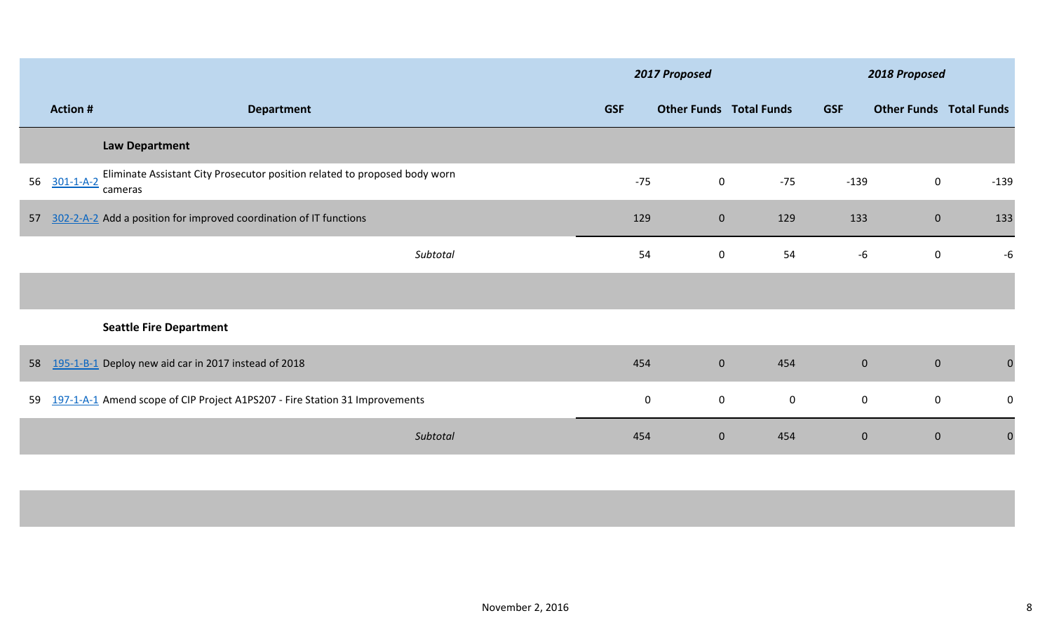| | | | 2017 Proposed | | | 2018 Proposed | | |
|---|---|---|---|---|---|---|---|---|
| | **Action #** | **Department** | **GSF** | **Other Funds** | **Total Funds** | **GSF** | **Other Funds** | **Total Funds** |
| | | **Law Department** | | | | | | |
| 56 | 301-1-A-2 | Eliminate Assistant City Prosecutor position related to proposed body worn cameras | -75 | 0 | -75 | -139 | 0 | -139 |
| 57 | 302-2-A-2 | Add a position for improved coordination of IT functions | 129 | 0 | 129 | 133 | 0 | 133 |
| | | *Subtotal* | 54 | 0 | 54 | -6 | 0 | -6 |
| | | | | | | | | |
| | | **Seattle Fire Department** | | | | | | |
| 58 | 195-1-B-1 | Deploy new aid car in 2017 instead of 2018 | 454 | 0 | 454 | 0 | 0 | 0 |
| 59 | 197-1-A-1 | Amend scope of CIP Project A1PS207 - Fire Station 31 Improvements | 0 | 0 | 0 | 0 | 0 | 0 |
| | | *Subtotal* | 454 | 0 | 454 | 0 | 0 | 0 |

November 2, 2016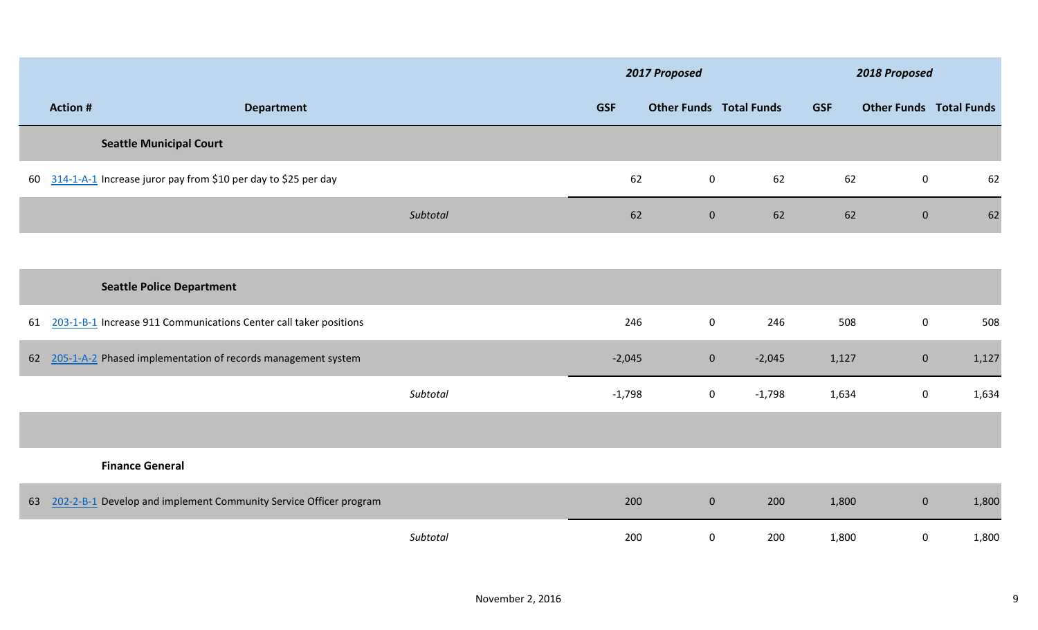| | Action # | Department | 2017 Proposed | | | 2018 Proposed | | |
|---|---|---|---|---|---|---|---|---|
| | | | GSF | Other Funds | Total Funds | GSF | Other Funds | Total Funds |
| | | **Seattle Municipal Court** | | | | | | |
| 60 | 314-1-A-1 | Increase juror pay from $10 per day to $25 per day | 62 | 0 | 62 | 62 | 0 | 62 |
| | | *Subtotal* | 62 | 0 | 62 | 62 | 0 | 62 |
| | | **Seattle Police Department** | | | | | | |
| 61 | 203-1-B-1 | Increase 911 Communications Center call taker positions | 246 | 0 | 246 | 508 | 0 | 508 |
| 62 | 205-1-A-2 | Phased implementation of records management system | -2,045 | 0 | -2,045 | 1,127 | 0 | 1,127 |
| | | *Subtotal* | -1,798 | 0 | -1,798 | 1,634 | 0 | 1,634 |
| | | **Finance General** | | | | | | |
| 63 | 202-2-B-1 | Develop and implement Community Service Officer program | 200 | 0 | 200 | 1,800 | 0 | 1,800 |
| | | *Subtotal* | 200 | 0 | 200 | 1,800 | 0 | 1,800 |

November 2, 2016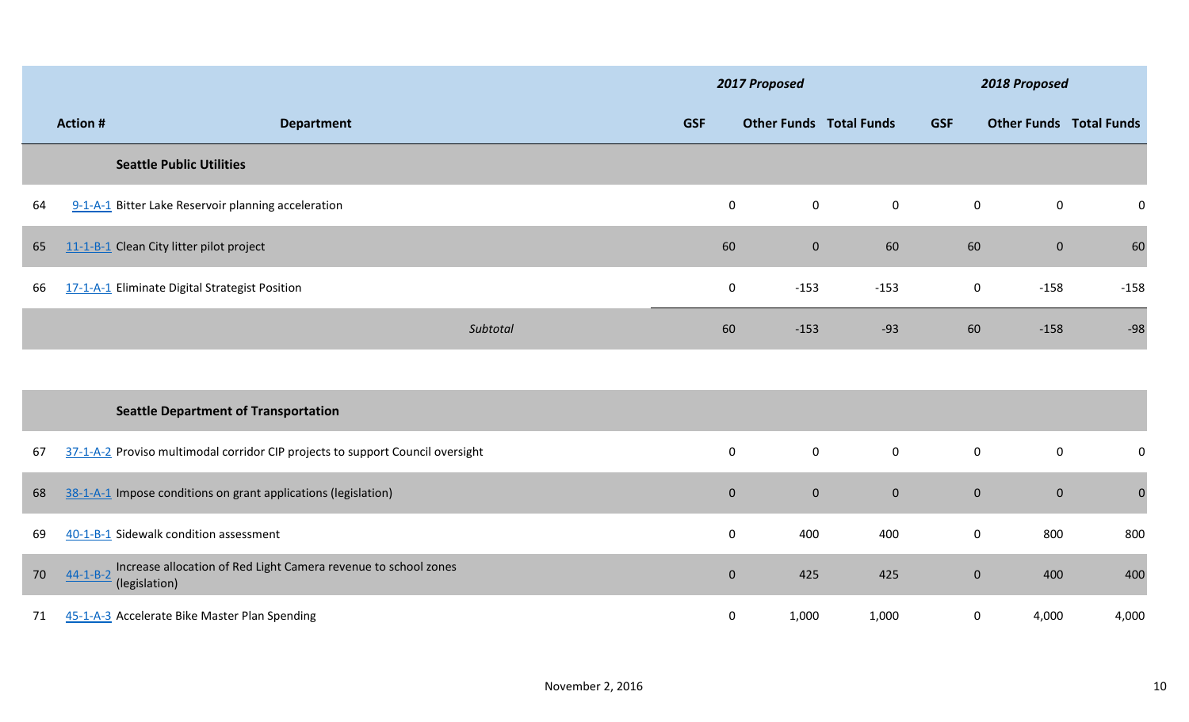| | Action # | Department | 2017 Proposed | | | 2018 Proposed | | |
|---|---|---|---|---|---|---|---|---|
| | | | GSF | Other Funds | Total Funds | GSF | Other Funds | Total Funds |
| | | **Seattle Public Utilities** | | | | | | |
| 64 | 9-1-A-1 | Bitter Lake Reservoir planning acceleration | 0 | 0 | 0 | 0 | 0 | 0 |
| 65 | 11-1-B-1 | Clean City litter pilot project | 60 | 0 | 60 | 60 | 0 | 60 |
| 66 | 17-1-A-1 | Eliminate Digital Strategist Position | 0 | -153 | -153 | 0 | -158 | -158 |
| | | *Subtotal* | 60 | -153 | -93 | 60 | -158 | -98 |
| | | | | | | | | |
| | | **Seattle Department of Transportation** | | | | | | |
| 67 | 37-1-A-2 | Proviso multimodal corridor CIP projects to support Council oversight | 0 | 0 | 0 | 0 | 0 | 0 |
| 68 | 38-1-A-1 | Impose conditions on grant applications (legislation) | 0 | 0 | 0 | 0 | 0 | 0 |
| 69 | 40-1-B-1 | Sidewalk condition assessment | 0 | 400 | 400 | 0 | 800 | 800 |
| 70 | 44-1-B-2 | Increase allocation of Red Light Camera revenue to school zones (legislation) | 0 | 425 | 425 | 0 | 400 | 400 |
| 71 | 45-1-A-3 | Accelerate Bike Master Plan Spending | 0 | 1,000 | 1,000 | 0 | 4,000 | 4,000 |

November 2, 2016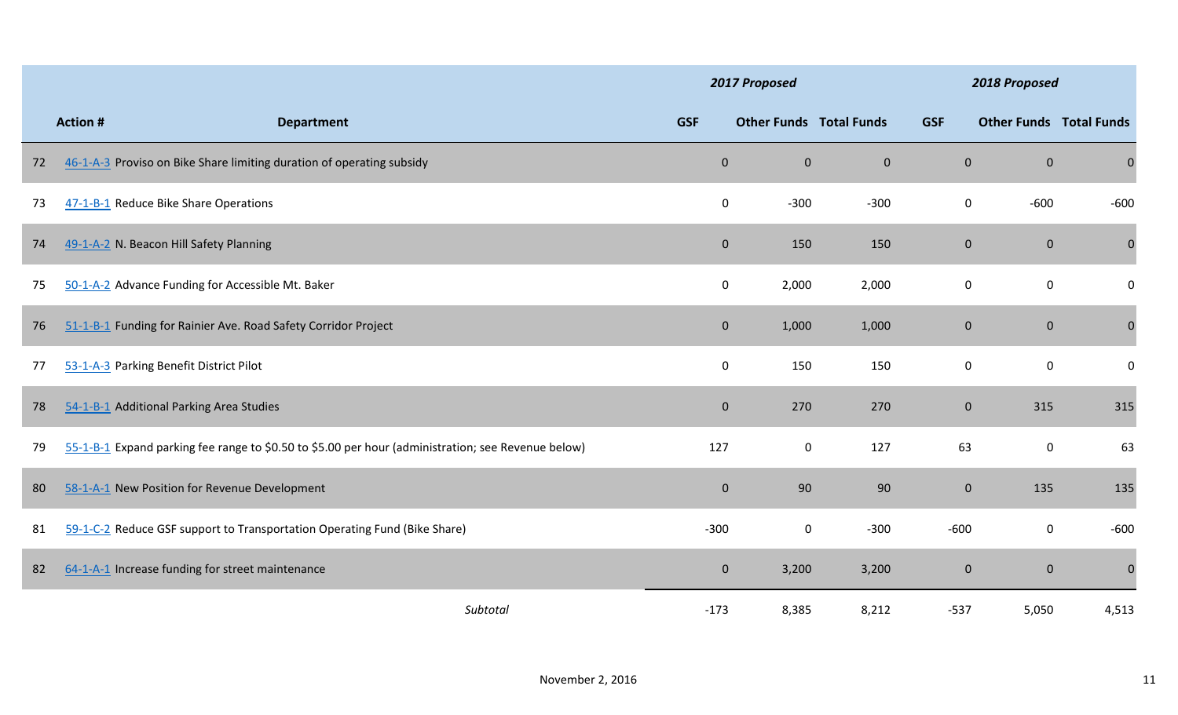| | Action # | Department | 2017 Proposed | | | 2018 Proposed | | |
|---|---|---|---|---|---|---|---|---|
| | | | GSF | Other Funds | Total Funds | GSF | Other Funds | Total Funds |
| 72 | 46-1-A-3 | Proviso on Bike Share limiting duration of operating subsidy | 0 | 0 | 0 | 0 | 0 | 0 |
| 73 | 47-1-B-1 | Reduce Bike Share Operations | 0 | -300 | -300 | 0 | -600 | -600 |
| 74 | 49-1-A-2 | N. Beacon Hill Safety Planning | 0 | 150 | 150 | 0 | 0 | 0 |
| 75 | 50-1-A-2 | Advance Funding for Accessible Mt. Baker | 0 | 2,000 | 2,000 | 0 | 0 | 0 |
| 76 | 51-1-B-1 | Funding for Rainier Ave. Road Safety Corridor Project | 0 | 1,000 | 1,000 | 0 | 0 | 0 |
| 77 | 53-1-A-3 | Parking Benefit District Pilot | 0 | 150 | 150 | 0 | 0 | 0 |
| 78 | 54-1-B-1 | Additional Parking Area Studies | 0 | 270 | 270 | 0 | 315 | 315 |
| 79 | 55-1-B-1 | Expand parking fee range to $0.50 to $5.00 per hour (administration; see Revenue below) | 127 | 0 | 127 | 63 | 0 | 63 |
| 80 | 58-1-A-1 | New Position for Revenue Development | 0 | 90 | 90 | 0 | 135 | 135 |
| 81 | 59-1-C-2 | Reduce GSF support to Transportation Operating Fund (Bike Share) | -300 | 0 | -300 | -600 | 0 | -600 |
| 82 | 64-1-A-1 | Increase funding for street maintenance | 0 | 3,200 | 3,200 | 0 | 0 | 0 |
| | | *Subtotal* | -173 | 8,385 | 8,212 | -537 | 5,050 | 4,513 |

November 2, 2016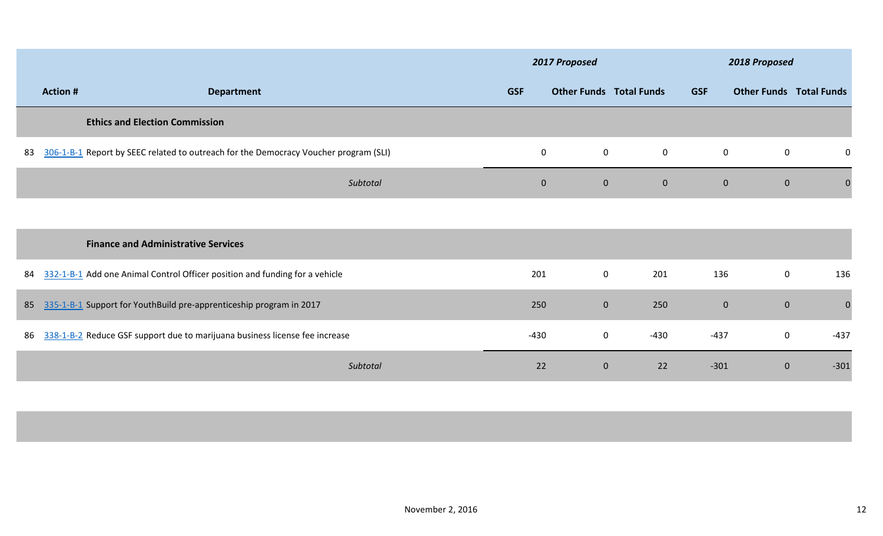| | Action # | Department | 2017 Proposed | | | 2018 Proposed | | |
|---|---|---|---|---|---|---|---|---|
| | | | GSF | Other Funds | Total Funds | GSF | Other Funds | Total Funds |
| | | **Ethics and Election Commission** | | | | | | |
| 83 | 306-1-B-1 | Report by SEEC related to outreach for the Democracy Voucher program (SLI) | 0 | 0 | 0 | 0 | 0 | 0 |
| | | *Subtotal* | 0 | 0 | 0 | 0 | 0 | 0 |
| | | **Finance and Administrative Services** | | | | | | |
| 84 | 332-1-B-1 | Add one Animal Control Officer position and funding for a vehicle | 201 | 0 | 201 | 136 | 0 | 136 |
| 85 | 335-1-B-1 | Support for YouthBuild pre-apprenticeship program in 2017 | 250 | 0 | 250 | 0 | 0 | 0 |
| 86 | 338-1-B-2 | Reduce GSF support due to marijuana business license fee increase | -430 | 0 | -430 | -437 | 0 | -437 |
| | | *Subtotal* | 22 | 0 | 22 | -301 | 0 | -301 |

November 2, 2016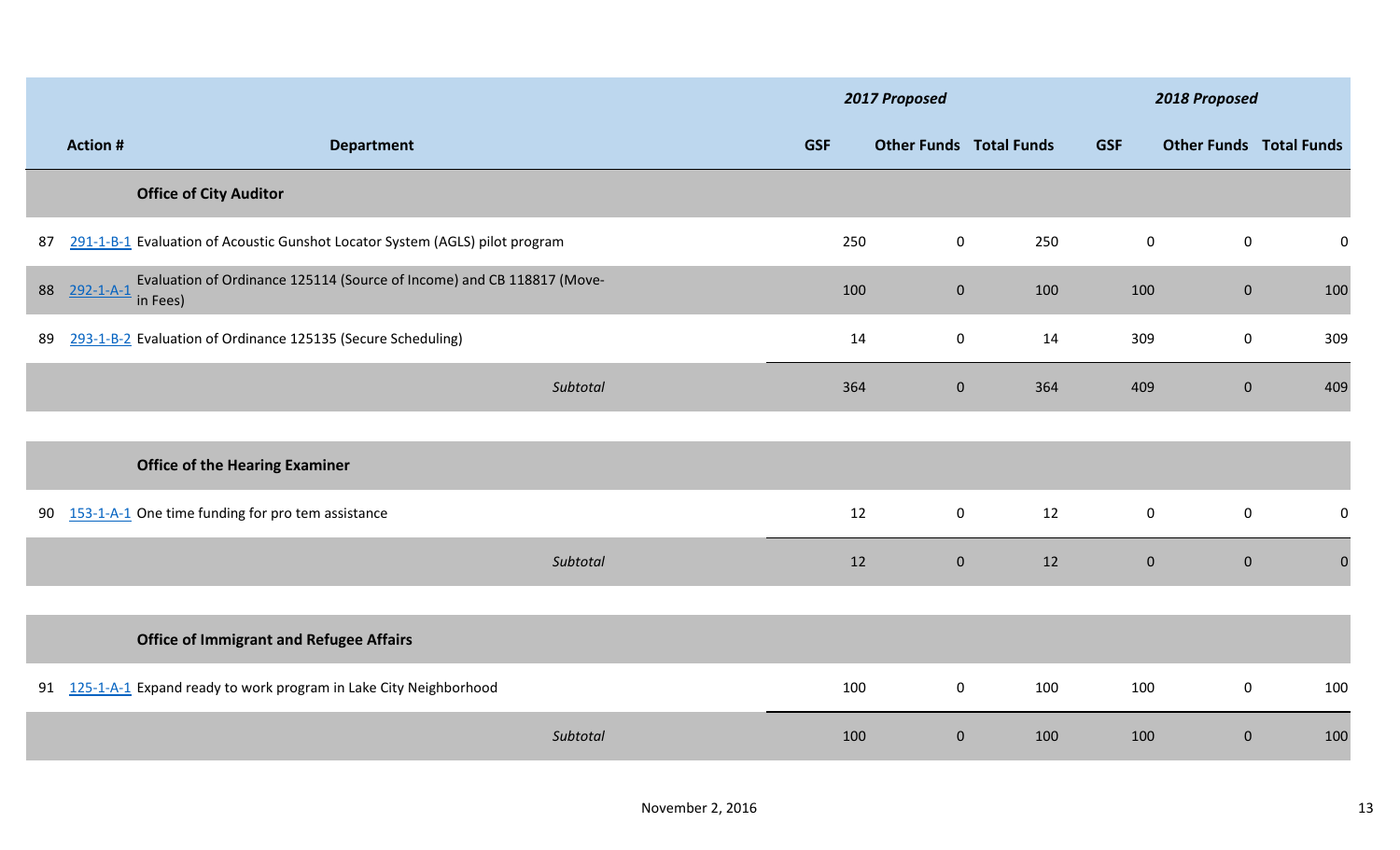| | Action # | Department | 2017 Proposed | | | 2018 Proposed | | |
|---|---|---|---|---|---|---|---|---|
| | | | GSF | Other Funds | Total Funds | GSF | Other Funds | Total Funds |
| | | **Office of City Auditor** | | | | | | |
| 87 | 291-1-B-1 | Evaluation of Acoustic Gunshot Locator System (AGLS) pilot program | 250 | 0 | 250 | 0 | 0 | 0 |
| 88 | 292-1-A-1 | Evaluation of Ordinance 125114 (Source of Income) and CB 118817 (Move-in Fees) | 100 | 0 | 100 | 100 | 0 | 100 |
| 89 | 293-1-B-2 | Evaluation of Ordinance 125135 (Secure Scheduling) | 14 | 0 | 14 | 309 | 0 | 309 |
| | | *Subtotal* | 364 | 0 | 364 | 409 | 0 | 409 |
| | | **Office of the Hearing Examiner** | | | | | | |
| 90 | 153-1-A-1 | One time funding for pro tem assistance | 12 | 0 | 12 | 0 | 0 | 0 |
| | | *Subtotal* | 12 | 0 | 12 | 0 | 0 | 0 |
| | | **Office of Immigrant and Refugee Affairs** | | | | | | |
| 91 | 125-1-A-1 | Expand ready to work program in Lake City Neighborhood | 100 | 0 | 100 | 100 | 0 | 100 |
| | | *Subtotal* | 100 | 0 | 100 | 100 | 0 | 100 |

November 2, 2016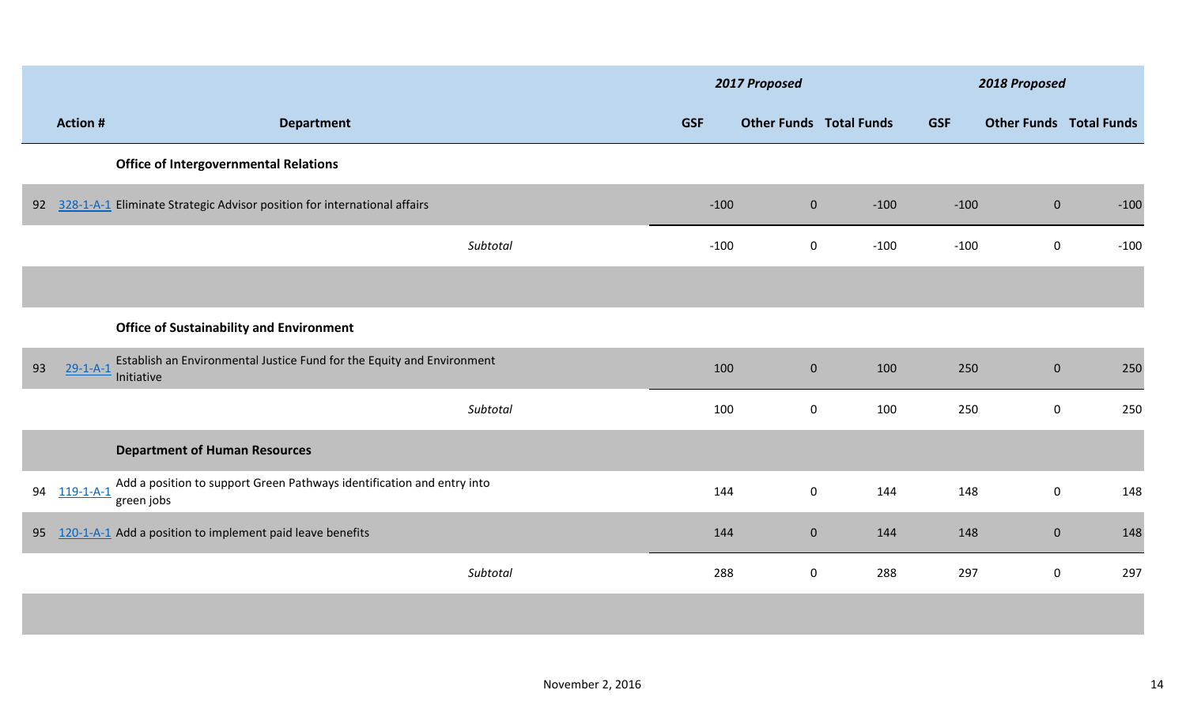| | Action # | Department | 2017 Proposed | | | 2018 Proposed | | |
|---|---|---|---|---|---|---|---|---|
| | | | GSF | Other Funds | Total Funds | GSF | Other Funds | Total Funds |
| | | **Office of Intergovernmental Relations** | | | | | | |
| 92 | 328-1-A-1 | Eliminate Strategic Advisor position for international affairs | -100 | 0 | -100 | -100 | 0 | -100 |
| | | *Subtotal* | -100 | 0 | -100 | -100 | 0 | -100 |
| | | | | | | | | |
| | | **Office of Sustainability and Environment** | | | | | | |
| 93 | 29-1-A-1 | Establish an Environmental Justice Fund for the Equity and Environment Initiative | 100 | 0 | 100 | 250 | 0 | 250 |
| | | *Subtotal* | 100 | 0 | 100 | 250 | 0 | 250 |
| | | **Department of Human Resources** | | | | | | |
| 94 | 119-1-A-1 | Add a position to support Green Pathways identification and entry into green jobs | 144 | 0 | 144 | 148 | 0 | 148 |
| 95 | 120-1-A-1 | Add a position to implement paid leave benefits | 144 | 0 | 144 | 148 | 0 | 148 |
| | | *Subtotal* | 288 | 0 | 288 | 297 | 0 | 297 |

November 2, 2016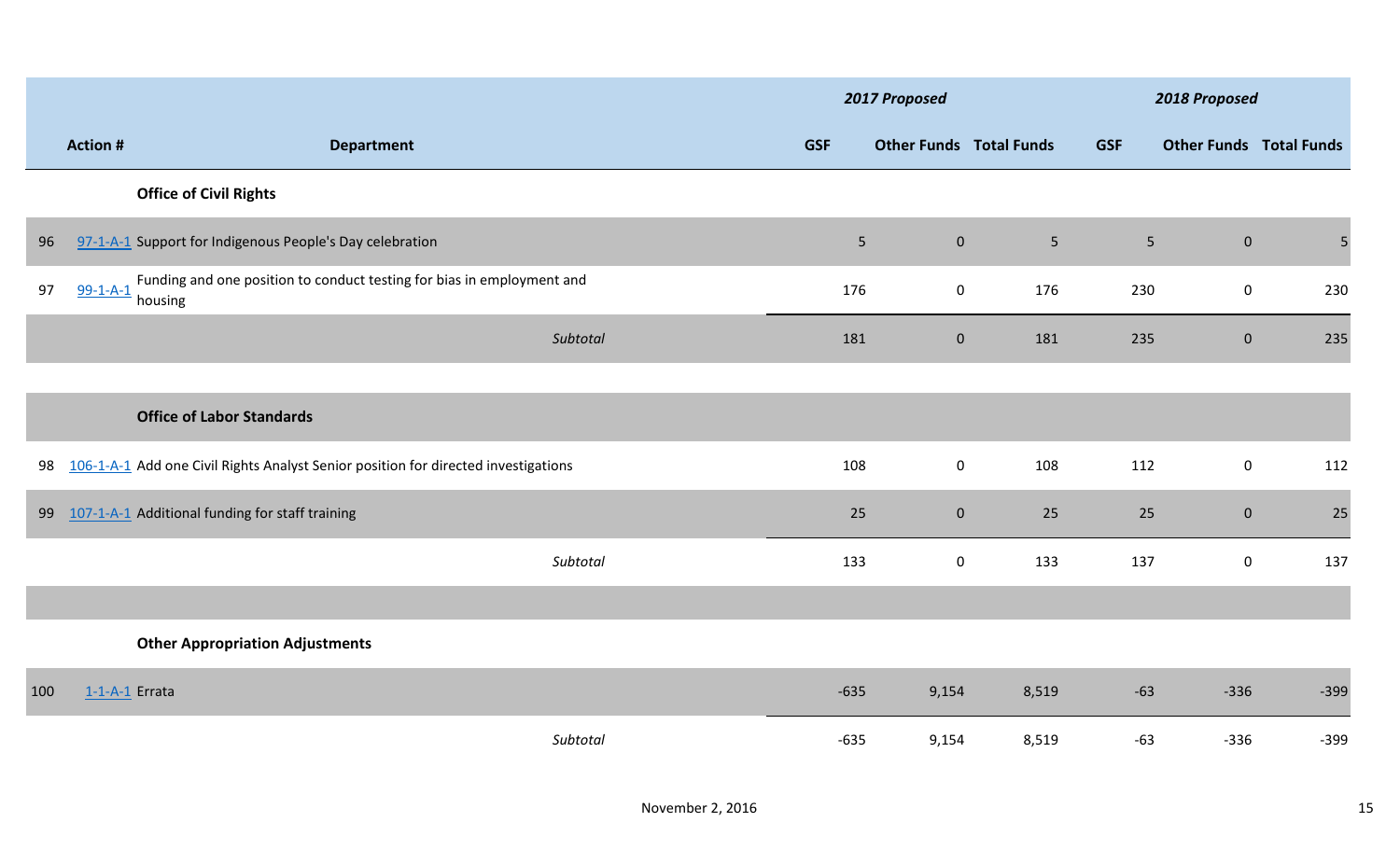| | Action # | Department | 2017 Proposed | | | 2018 Proposed | | |
|---|---|---|---|---|---|---|---|---|
| | | | GSF | Other Funds | Total Funds | GSF | Other Funds | Total Funds |
| | | **Office of Civil Rights** | | | | | | |
| 96 | 97-1-A-1 | Support for Indigenous People's Day celebration | 5 | 0 | 5 | 5 | 0 | 5 |
| 97 | 99-1-A-1 | Funding and one position to conduct testing for bias in employment and housing | 176 | 0 | 176 | 230 | 0 | 230 |
| | | *Subtotal* | 181 | 0 | 181 | 235 | 0 | 235 |
| | | **Office of Labor Standards** | | | | | | |
| 98 | 106-1-A-1 | Add one Civil Rights Analyst Senior position for directed investigations | 108 | 0 | 108 | 112 | 0 | 112 |
| 99 | 107-1-A-1 | Additional funding for staff training | 25 | 0 | 25 | 25 | 0 | 25 |
| | | *Subtotal* | 133 | 0 | 133 | 137 | 0 | 137 |
| | | **Other Appropriation Adjustments** | | | | | | |
| 100 | 1-1-A-1 | Errata | -635 | 9,154 | 8,519 | -63 | -336 | -399 |
| | | *Subtotal* | -635 | 9,154 | 8,519 | -63 | -336 | -399 |

November 2, 2016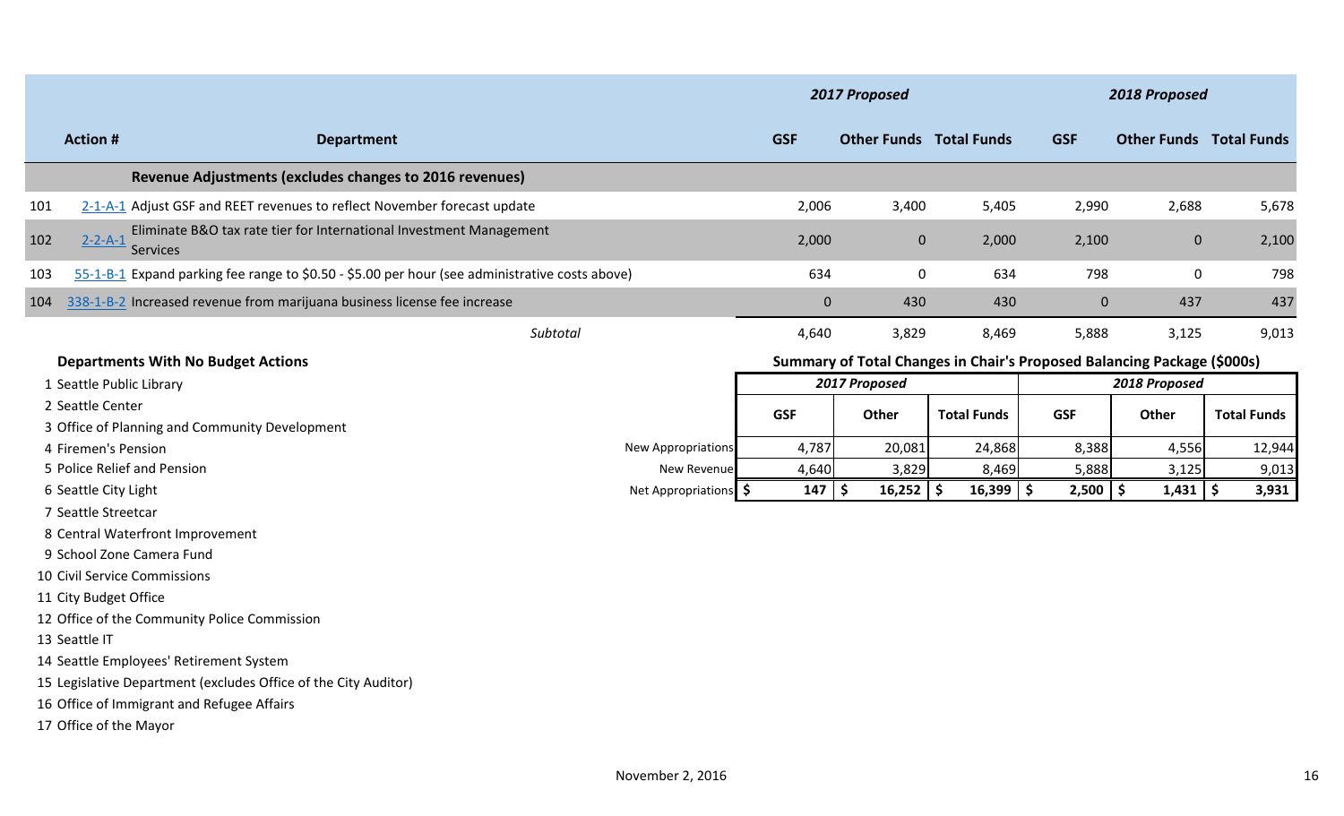| | Action # | Department | 2017 Proposed GSF | 2017 Proposed Other Funds | 2017 Proposed Total Funds | 2018 Proposed GSF | 2018 Proposed Other Funds | 2018 Proposed Total Funds |
|---|---|---|---|---|---|---|---|---|
| | | **Revenue Adjustments (excludes changes to 2016 revenues)** | | | | | | |
| 101 | 2-1-A-1 | Adjust GSF and REET revenues to reflect November forecast update | 2,006 | 3,400 | 5,405 | 2,990 | 2,688 | 5,678 |
| 102 | 2-2-A-1 | Eliminate B&O tax rate tier for International Investment Management Services | 2,000 | 0 | 2,000 | 2,100 | 0 | 2,100 |
| 103 | 55-1-B-1 | Expand parking fee range to $0.50 - $5.00 per hour (see administrative costs above) | 634 | 0 | 634 | 798 | 0 | 798 |
| 104 | 338-1-B-2 | Increased revenue from marijuana business license fee increase | 0 | 430 | 430 | 0 | 437 | 437 |
| | | *Subtotal* | 4,640 | 3,829 | 8,469 | 5,888 | 3,125 | 9,013 |

**Departments With No Budget Actions**

1 Seattle Public Library
2 Seattle Center
3 Office of Planning and Community Development
4 Firemen's Pension
5 Police Relief and Pension
6 Seattle City Light
7 Seattle Streetcar
8 Central Waterfront Improvement
9 School Zone Camera Fund
10 Civil Service Commissions
11 City Budget Office
12 Office of the Community Police Commission
13 Seattle IT
14 Seattle Employees' Retirement System
15 Legislative Department (excludes Office of the City Auditor)
16 Office of Immigrant and Refugee Affairs
17 Office of the Mayor

**Summary of Total Changes in Chair's Proposed Balancing Package ($000s)**

| | 2017 Proposed GSF | 2017 Proposed Other | 2017 Proposed Total Funds | 2018 Proposed GSF | 2018 Proposed Other | 2018 Proposed Total Funds |
|---|---|---|---|---|---|---|
| New Appropriations | 4,787 | 20,081 | 24,868 | 8,388 | 4,556 | 12,944 |
| New Revenue | 4,640 | 3,829 | 8,469 | 5,888 | 3,125 | 9,013 |
| Net Appropriations | **$ 147** | **$ 16,252** | **$ 16,399** | **$ 2,500** | **$ 1,431** | **$ 3,931** |

November 2, 2016